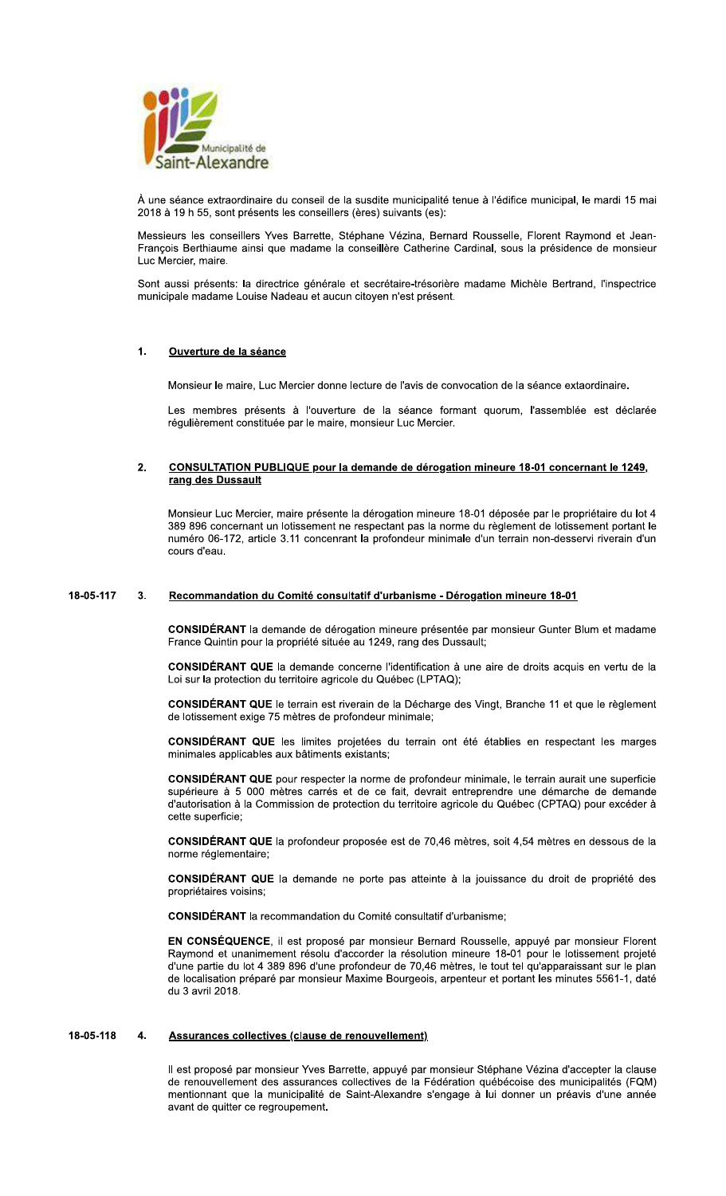Municipalité de Saint-Alexandre

À une séance extraordinaire du conseil de la susdite municipalité tenue à l'édifice municipal, le mardi 15 mai 2018 à 19 h 55, sont présents les conseillers (ères) suivants (es):

Messieurs les conseillers Yves Barrette, Stéphane Vézina, Bernard Rousselle, Florent Raymond et Jean-François Berthiaume ainsi que madame la conseillère Catherine Cardinal, sous la présidence de monsieur Luc Mercier, maire.

Sont aussi présents: la directrice générale et secrétaire-trésorière madame Michèle Bertrand, l'inspectrice municipale madame Louise Nadeau et aucun citoyen n'est présent.

## 1. Ouverture de la séance

Monsieur le maire, Luc Mercier donne lecture de l'avis de convocation de la séance extaordinaire.

Les membres présents à l'ouverture de la séance formant quorum, l'assemblée est déclarée régulièrement constituée par le maire, monsieur Luc Mercier.

## 2. CONSULTATION PUBLIQUE pour la demande de dérogation mineure 18-01 concernant le 1249, rang des Dussault

Monsieur Luc Mercier, maire présente la dérogation mineure 18-01 déposée par le propriétaire du lot 4 389 896 concernant un lotissement ne respectant pas la norme du règlement de lotissement portant le numéro 06-172, article 3.11 concernant la profondeur minimale d'un terrain non-desservi riverain d'un cours d'eau.

## 18-05-117 3. Recommandation du Comité consultatif d'urbanisme - Dérogation mineure 18-01

**CONSIDÉRANT** la demande de dérogation mineure présentée par monsieur Gunter Blum et madame France Quintin pour la propriété située au 1249, rang des Dussault;

**CONSIDÉRANT QUE** la demande concerne l'identification à une aire de droits acquis en vertu de la Loi sur la protection du territoire agricole du Québec (LPTAQ);

**CONSIDÉRANT QUE** le terrain est riverain de la Décharge des Vingt, Branche 11 et que le règlement de lotissement exige 75 mètres de profondeur minimale;

**CONSIDÉRANT QUE** les limites projetées du terrain ont été établies en respectant les marges minimales applicables aux bâtiments existants;

**CONSIDÉRANT QUE** pour respecter la norme de profondeur minimale, le terrain aurait une superficie supérieure à 5 000 mètres carrés et de ce fait, devrait entreprendre une démarche de demande d'autorisation à la Commission de protection du territoire agricole du Québec (CPTAQ) pour excéder à cette superficie;

**CONSIDÉRANT QUE** la profondeur proposée est de 70,46 mètres, soit 4,54 mètres en dessous de la norme réglementaire;

**CONSIDÉRANT QUE** la demande ne porte pas atteinte à la jouissance du droit de propriété des propriétaires voisins;

**CONSIDÉRANT** la recommandation du Comité consultatif d'urbanisme;

**EN CONSÉQUENCE**, il est proposé par monsieur Bernard Rousselle, appuyé par monsieur Florent Raymond et unanimement résolu d'accorder la résolution mineure 18-01 pour le lotissement projeté d'une partie du lot 4 389 896 d'une profondeur de 70,46 mètres, le tout tel qu'apparaissant sur le plan de localisation préparé par monsieur Maxime Bourgeois, arpenteur et portant les minutes 5561-1, daté du 3 avril 2018.

## 18-05-118 4. Assurances collectives (clause de renouvellement)

Il est proposé par monsieur Yves Barrette, appuyé par monsieur Stéphane Vézina d'accepter la clause de renouvellement des assurances collectives de la Fédération québécoise des municipalités (FQM) mentionnant que la municipalité de Saint-Alexandre s'engage à lui donner un préavis d'une année avant de quitter ce regroupement.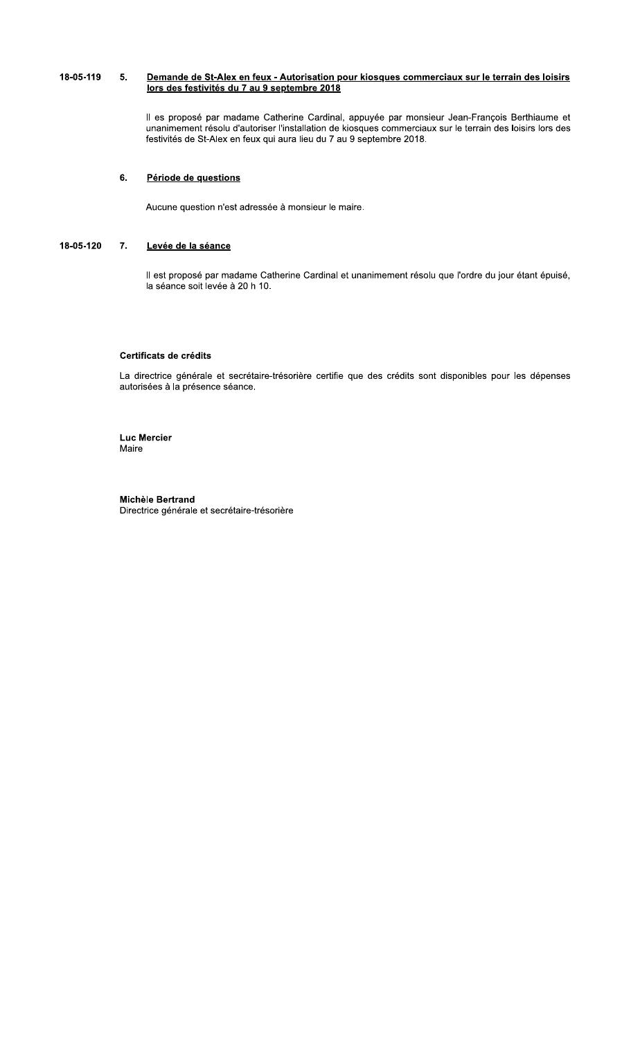**18-05-119** **5. <u>Demande de St-Alex en feux - Autorisation pour kiosques commerciaux sur le terrain des loisirs lors des festivités du 7 au 9 septembre 2018</u>**

Il es proposé par madame Catherine Cardinal, appuyée par monsieur Jean-François Berthiaume et unanimement résolu d'autoriser l'installation de kiosques commerciaux sur le terrain des loisirs lors des festivités de St-Alex en feux qui aura lieu du 7 au 9 septembre 2018.

**6. <u>Période de questions</u>**

Aucune question n'est adressée à monsieur le maire.

**18-05-120** **7. <u>Levée de la séance</u>**

Il est proposé par madame Catherine Cardinal et unanimement résolu que l'ordre du jour étant épuisé, la séance soit levée à 20 h 10.

**Certificats de crédits**

La directrice générale et secrétaire-trésorière certifie que des crédits sont disponibles pour les dépenses autorisées à la présence séance.

**Luc Mercier**
Maire

**Michèle Bertrand**
Directrice générale et secrétaire-trésorière